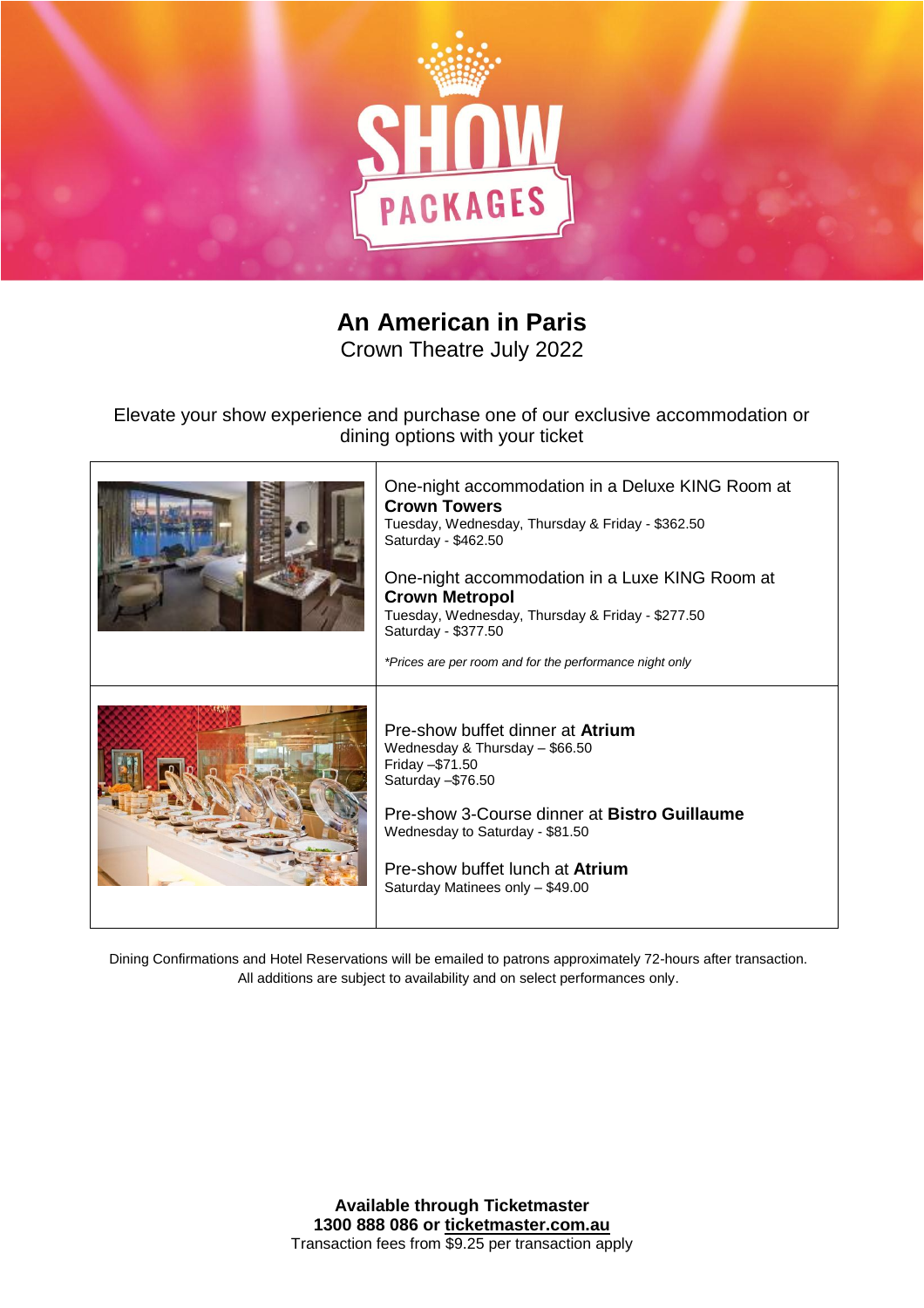# SHOW PACKAGES

## An American in Paris

Crown Theatre July 2022

Elevate your show experience and purchase one of our exclusive accommodation or dining options with your ticket

One-night accommodation in a Deluxe KING Room at **Crown Towers**
Tuesday, Wednesday, Thursday & Friday - $362.50
Saturday - $462.50

One-night accommodation in a Luxe KING Room at **Crown Metropol**
Tuesday, Wednesday, Thursday & Friday - $277.50
Saturday - $377.50

*\*Prices are per room and for the performance night only*

Pre-show buffet dinner at **Atrium**
Wednesday & Thursday – $66.50
Friday –$71.50
Saturday –$76.50

Pre-show 3-Course dinner at **Bistro Guillaume**
Wednesday to Saturday - $81.50

Pre-show buffet lunch at **Atrium**
Saturday Matinees only – $49.00

Dining Confirmations and Hotel Reservations will be emailed to patrons approximately 72-hours after transaction. All additions are subject to availability and on select performances only.

**Available through Ticketmaster**
**1300 888 086 or ticketmaster.com.au**
Transaction fees from $9.25 per transaction apply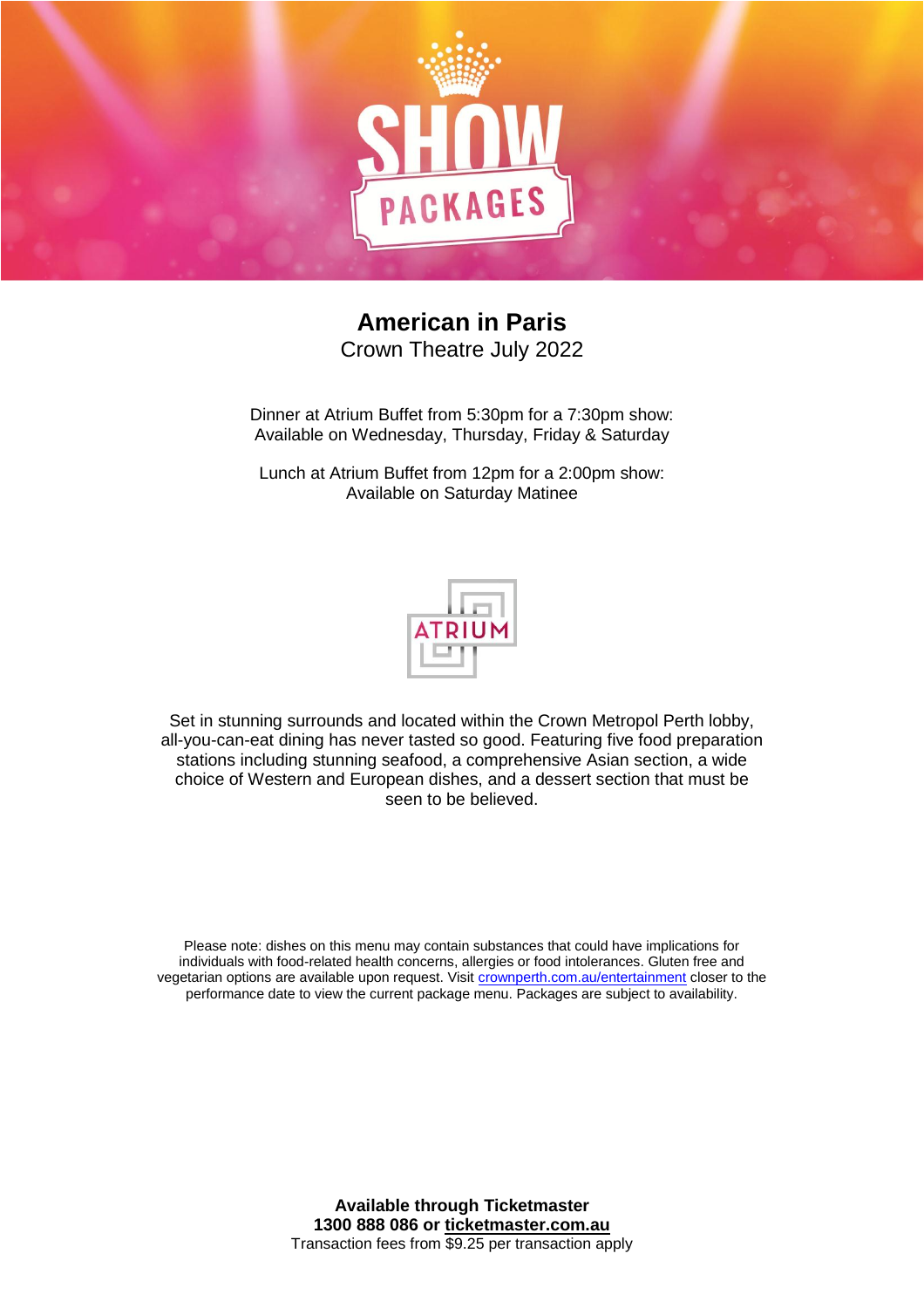# SHOW PACKAGES

## American in Paris

Crown Theatre July 2022

Dinner at Atrium Buffet from 5:30pm for a 7:30pm show:
Available on Wednesday, Thursday, Friday & Saturday

Lunch at Atrium Buffet from 12pm for a 2:00pm show:
Available on Saturday Matinee

ATRIUM

Set in stunning surrounds and located within the Crown Metropol Perth lobby, all-you-can-eat dining has never tasted so good. Featuring five food preparation stations including stunning seafood, a comprehensive Asian section, a wide choice of Western and European dishes, and a dessert section that must be seen to be believed.

Please note: dishes on this menu may contain substances that could have implications for individuals with food-related health concerns, allergies or food intolerances. Gluten free and vegetarian options are available upon request. Visit [crownperth.com.au/entertainment](crownperth.com.au/entertainment) closer to the performance date to view the current package menu. Packages are subject to availability.

**Available through Ticketmaster**
**1300 888 086 or ticketmaster.com.au**
Transaction fees from $9.25 per transaction apply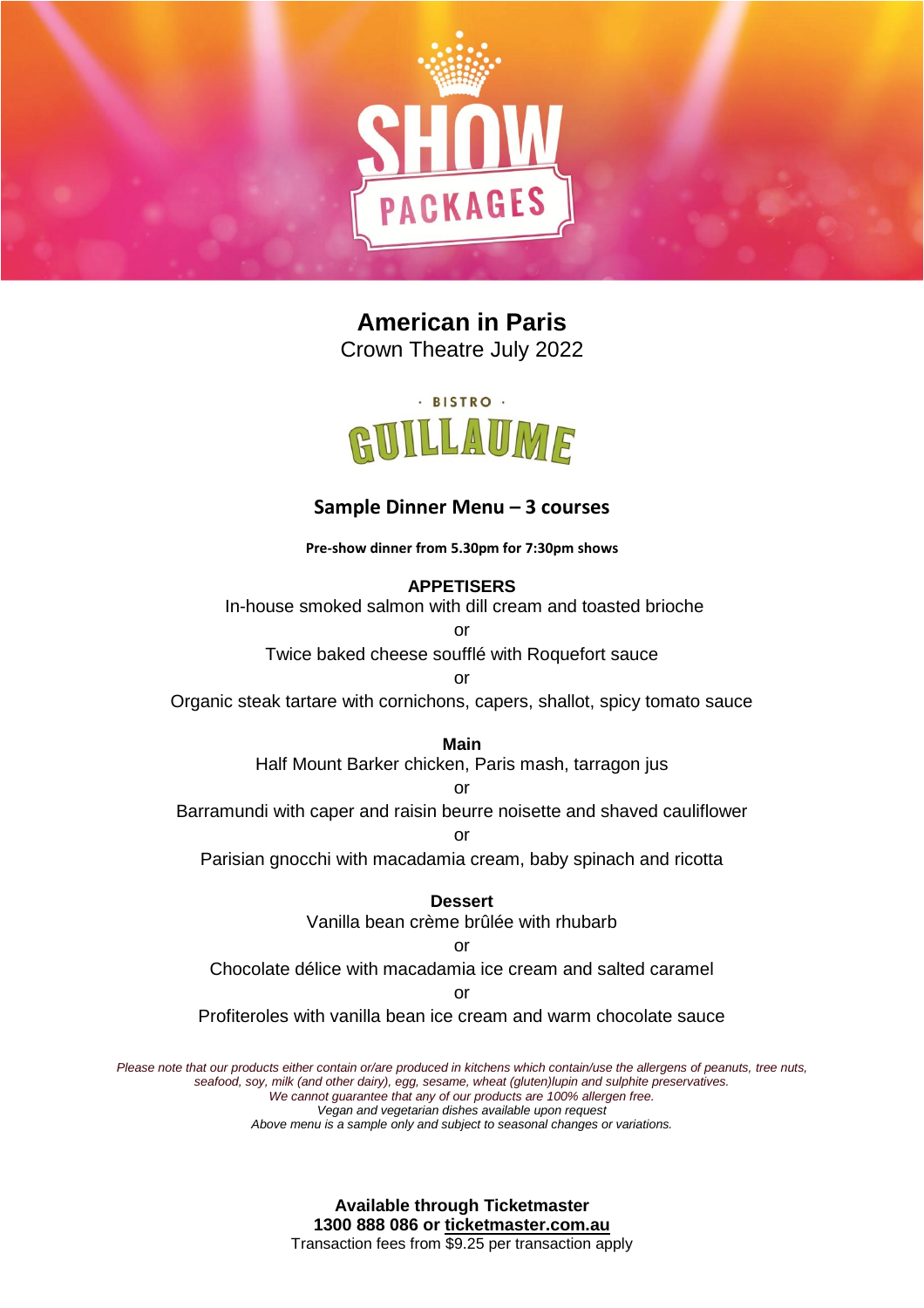SHOW PACKAGES

# American in Paris

Crown Theatre July 2022

· BISTRO ·

GUILLAUME

## Sample Dinner Menu – 3 courses

**Pre-show dinner from 5.30pm for 7:30pm shows**

**APPETISERS**

In-house smoked salmon with dill cream and toasted brioche

or

Twice baked cheese soufflé with Roquefort sauce

or

Organic steak tartare with cornichons, capers, shallot, spicy tomato sauce

**Main**

Half Mount Barker chicken, Paris mash, tarragon jus

or

Barramundi with caper and raisin beurre noisette and shaved cauliflower

or

Parisian gnocchi with macadamia cream, baby spinach and ricotta

**Dessert**

Vanilla bean crème brûlée with rhubarb

or

Chocolate délice with macadamia ice cream and salted caramel

or

Profiteroles with vanilla bean ice cream and warm chocolate sauce

*Please note that our products either contain or/are produced in kitchens which contain/use the allergens of peanuts, tree nuts, seafood, soy, milk (and other dairy), egg, sesame, wheat (gluten)lupin and sulphite preservatives.*
*We cannot guarantee that any of our products are 100% allergen free.*
*Vegan and vegetarian dishes available upon request*
*Above menu is a sample only and subject to seasonal changes or variations.*

**Available through Ticketmaster**
**1300 888 086 or ticketmaster.com.au**
Transaction fees from $9.25 per transaction apply